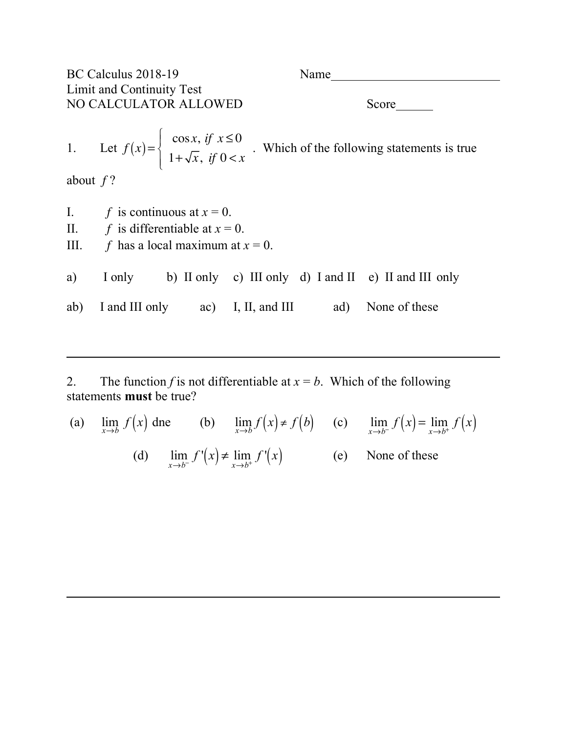BC Calculus 2018-19 Name___________________________

Limit and Continuity Test

NO CALCULATOR ALLOWED Score______

1. Let $f(x)=\begin{cases} \cos x, \ if \ x \le 0 \\ 1+\sqrt{x}, \ if \ 0 < x \end{cases}$. Which of the following statements is true about $f$?

I. $f$ is continuous at $x = 0$.

II. $f$ is differentiable at $x = 0$.

III. $f$ has a local maximum at $x = 0$.

a) I only b) II only c) III only d) I and II e) II and III only

ab) I and III only ac) I, II, and III ad) None of these

---

2. The function $f$ is not differentiable at $x = b$. Which of the following statements **must** be true?

(a) $\lim\limits_{x \to b} f(x)$ dne (b) $\lim\limits_{x \to b} f(x) \ne f(b)$ (c) $\lim\limits_{x \to b^-} f(x) = \lim\limits_{x \to b^+} f(x)$

(d) $\lim\limits_{x \to b^-} f'(x) \ne \lim\limits_{x \to b^+} f'(x)$ (e) None of these

---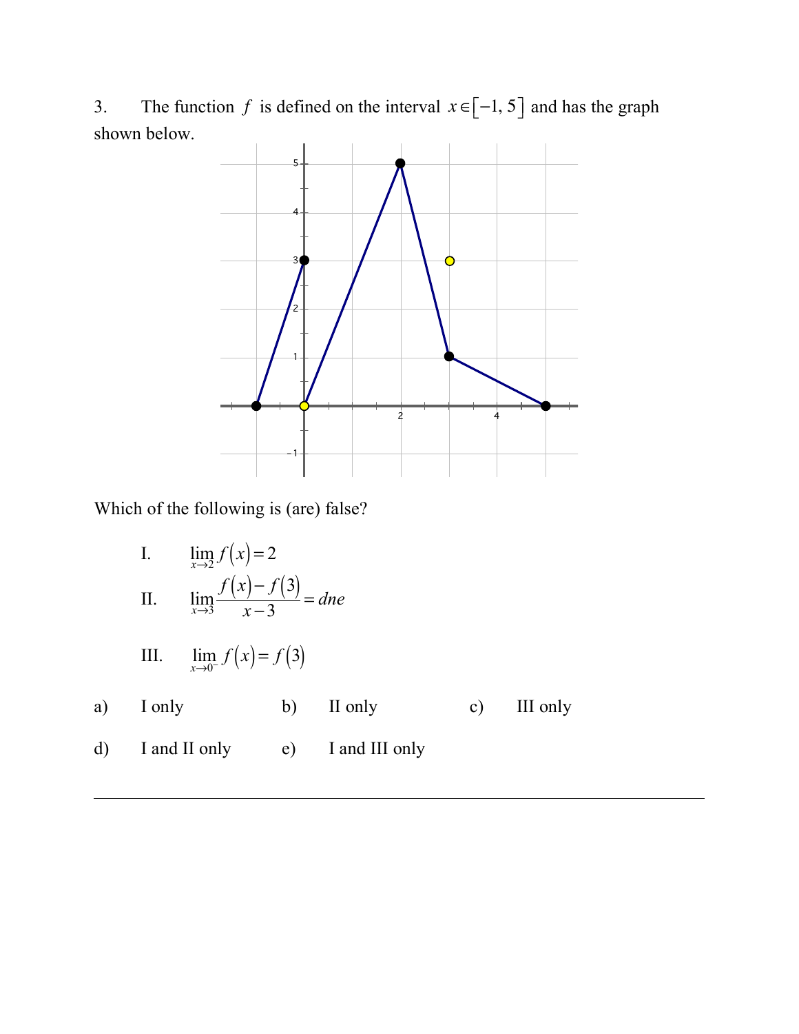3. The function $f$ is defined on the interval $x \in [-1, 5]$ and has the graph shown below.

Which of the following is (are) false?

I. $\lim_{x \to 2} f(x) = 2$

II. $\lim_{x \to 3} \dfrac{f(x) - f(3)}{x - 3} = dne$

III. $\lim_{x \to 0^-} f(x) = f(3)$

a) I only b) II only c) III only

d) I and II only e) I and III only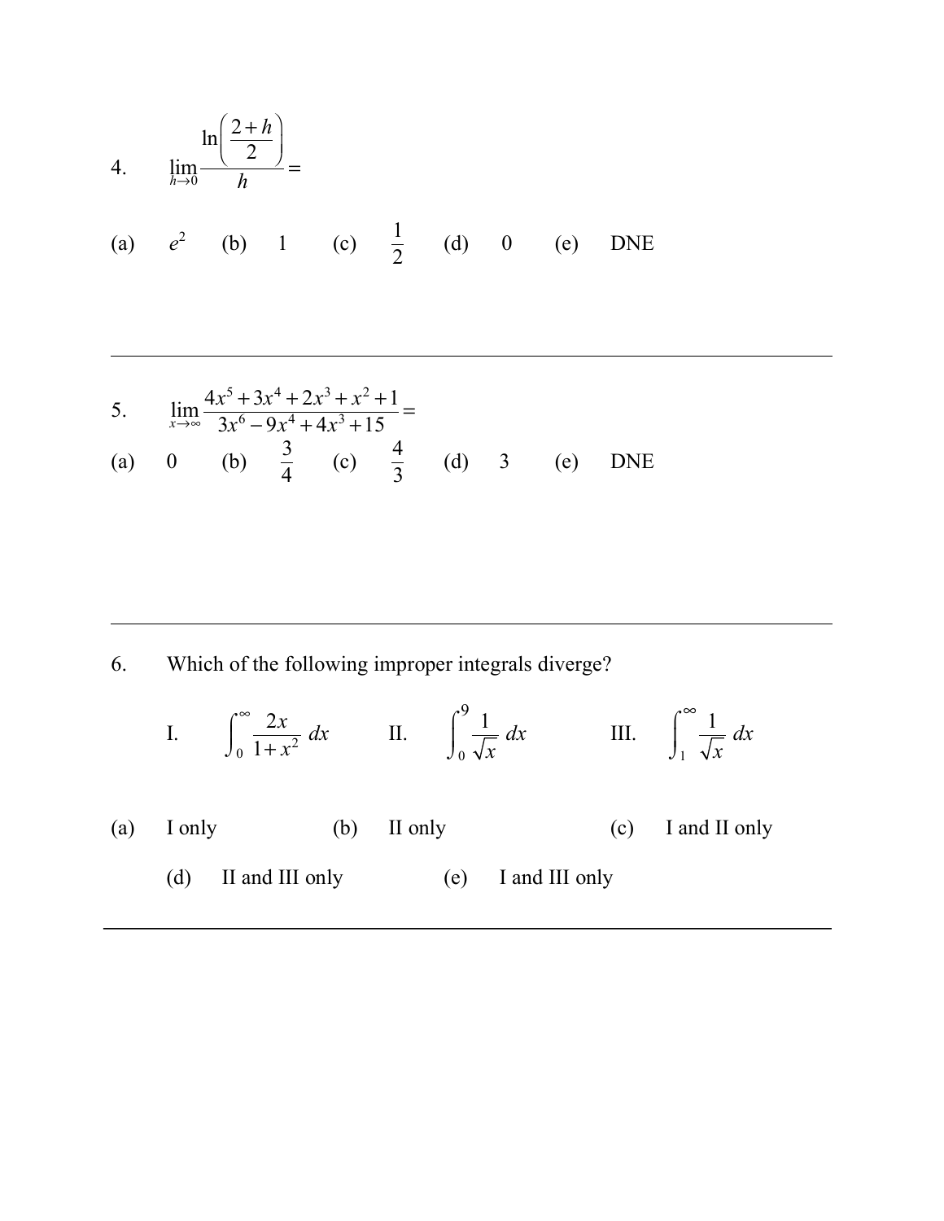4. $\lim_{h \to 0} \dfrac{\ln\left(\dfrac{2+h}{2}\right)}{h} =$

(a) $e^2$ (b) 1 (c) $\dfrac{1}{2}$ (d) 0 (e) DNE

---

5. $\lim_{x \to \infty} \dfrac{4x^5 + 3x^4 + 2x^3 + x^2 + 1}{3x^6 - 9x^4 + 4x^3 + 15} =$

(a) 0 (b) $\dfrac{3}{4}$ (c) $\dfrac{4}{3}$ (d) 3 (e) DNE

---

6. Which of the following improper integrals diverge?

I. $\displaystyle\int_0^\infty \frac{2x}{1+x^2}\, dx$ II. $\displaystyle\int_0^9 \frac{1}{\sqrt{x}}\, dx$ III. $\displaystyle\int_1^\infty \frac{1}{\sqrt{x}}\, dx$

(a) I only (b) II only (c) I and II only

(d) II and III only (e) I and III only

---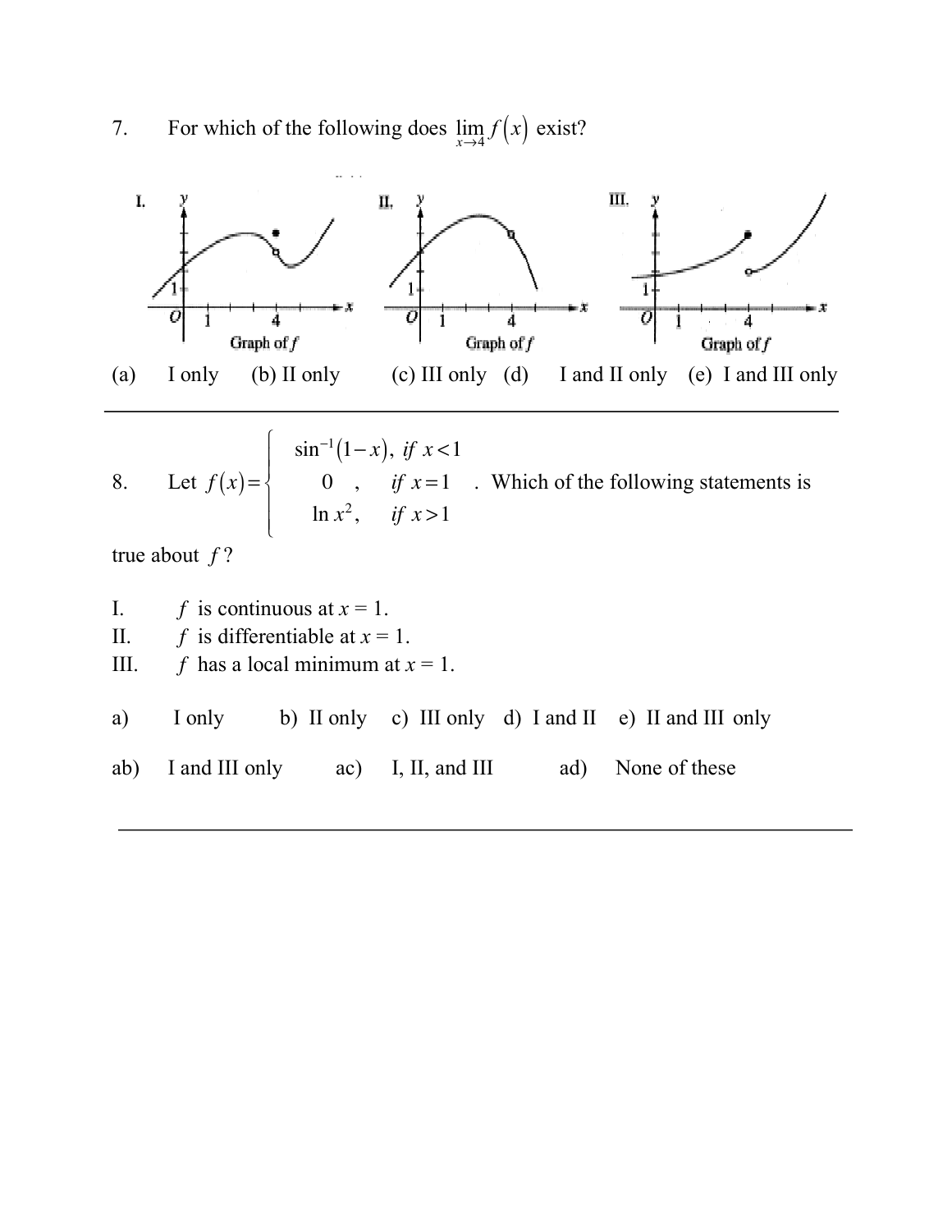7. For which of the following does $\lim_{x \to 4} f(x)$ exist?

(a) I only (b) II only (c) III only (d) I and II only (e) I and III only

---

8. Let $f(x) = \begin{cases} \sin^{-1}(1-x), & \text{if } x < 1 \\ 0, & \text{if } x = 1 \\ \ln x^2, & \text{if } x > 1 \end{cases}$. Which of the following statements is true about $f$?

I. $f$ is continuous at $x = 1$.

II. $f$ is differentiable at $x = 1$.

III. $f$ has a local minimum at $x = 1$.

a) I only b) II only c) III only d) I and II e) II and III only

ab) I and III only ac) I, II, and III ad) None of these

---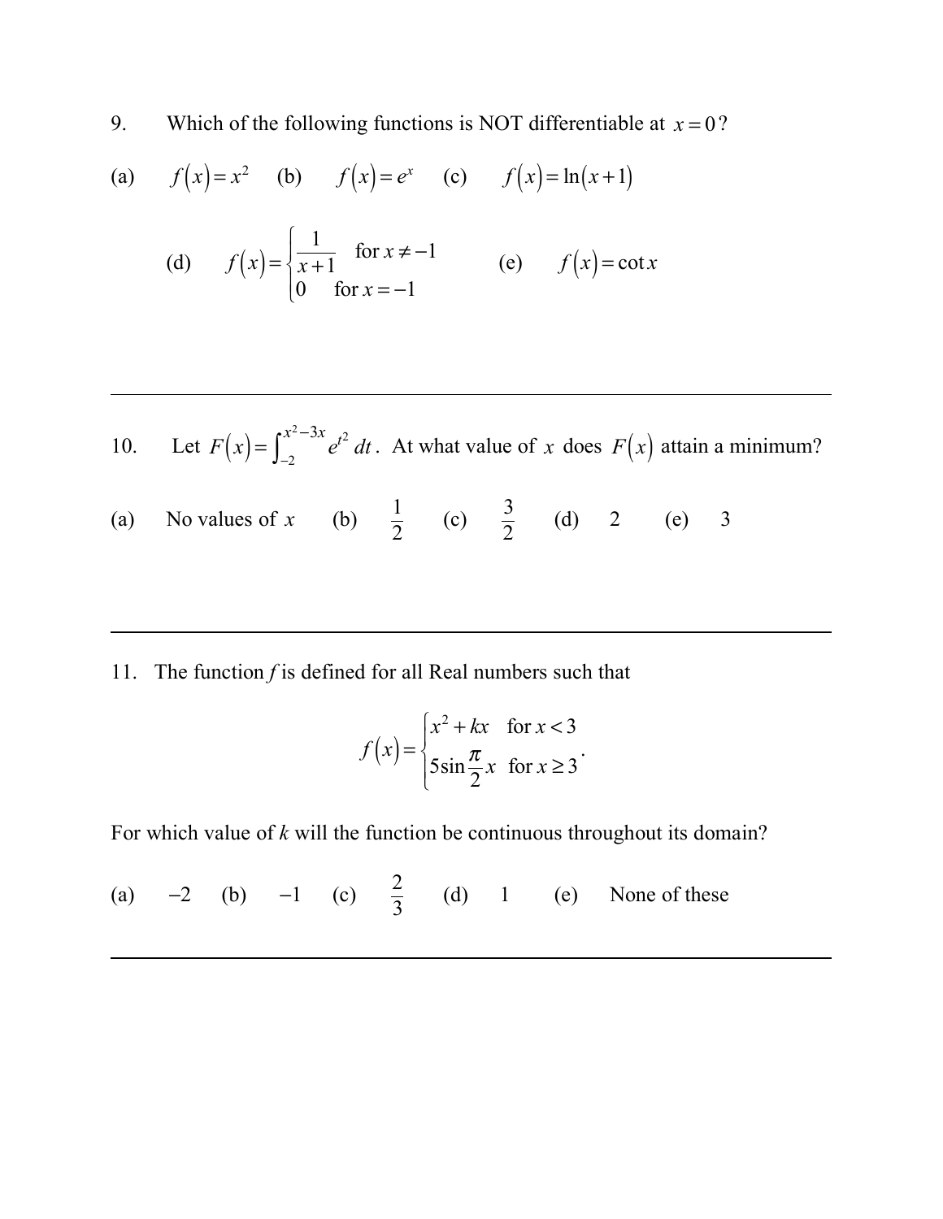9. Which of the following functions is NOT differentiable at $x = 0$?

(a) $f(x) = x^2$ (b) $f(x) = e^x$ (c) $f(x) = \ln(x+1)$

(d) $f(x) = \begin{cases} \dfrac{1}{x+1} & \text{for } x \neq -1 \\ 0 & \text{for } x = -1 \end{cases}$ (e) $f(x) = \cot x$

---

10. Let $F(x) = \int_{-2}^{x^2-3x} e^{t^2}\, dt$. At what value of $x$ does $F(x)$ attain a minimum?

(a) No values of $x$ (b) $\frac{1}{2}$ (c) $\frac{3}{2}$ (d) 2 (e) 3

---

11. The function *f* is defined for all Real numbers such that

$$f(x) = \begin{cases} x^2 + kx & \text{for } x < 3 \\ 5\sin\dfrac{\pi}{2}x & \text{for } x \geq 3 \end{cases}.$$

For which value of *k* will the function be continuous throughout its domain?

(a) $-2$ (b) $-1$ (c) $\frac{2}{3}$ (d) 1 (e) None of these

---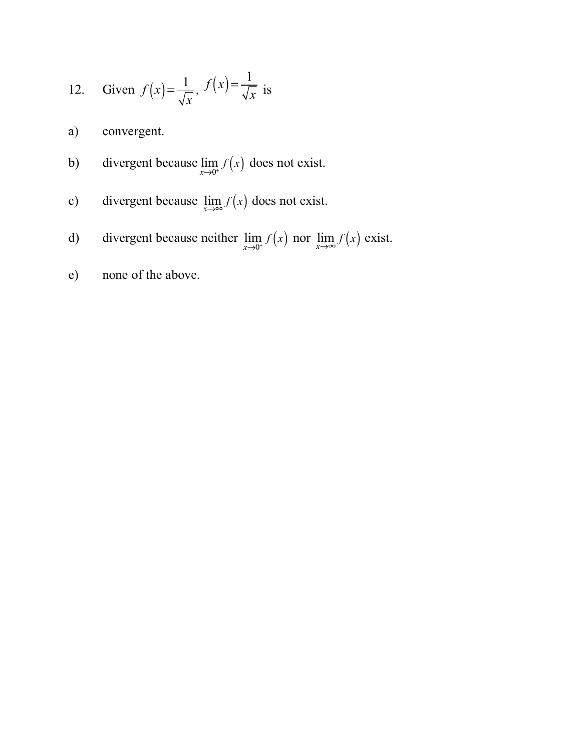12. Given $f(x)=\frac{1}{\sqrt{x}}$, $f(x)=\frac{1}{\sqrt{x}}$ is

a) convergent.

b) divergent because $\lim_{x\to 0^+} f(x)$ does not exist.

c) divergent because $\lim_{x\to\infty} f(x)$ does not exist.

d) divergent because neither $\lim_{x\to 0^+} f(x)$ nor $\lim_{x\to\infty} f(x)$ exist.

e) none of the above.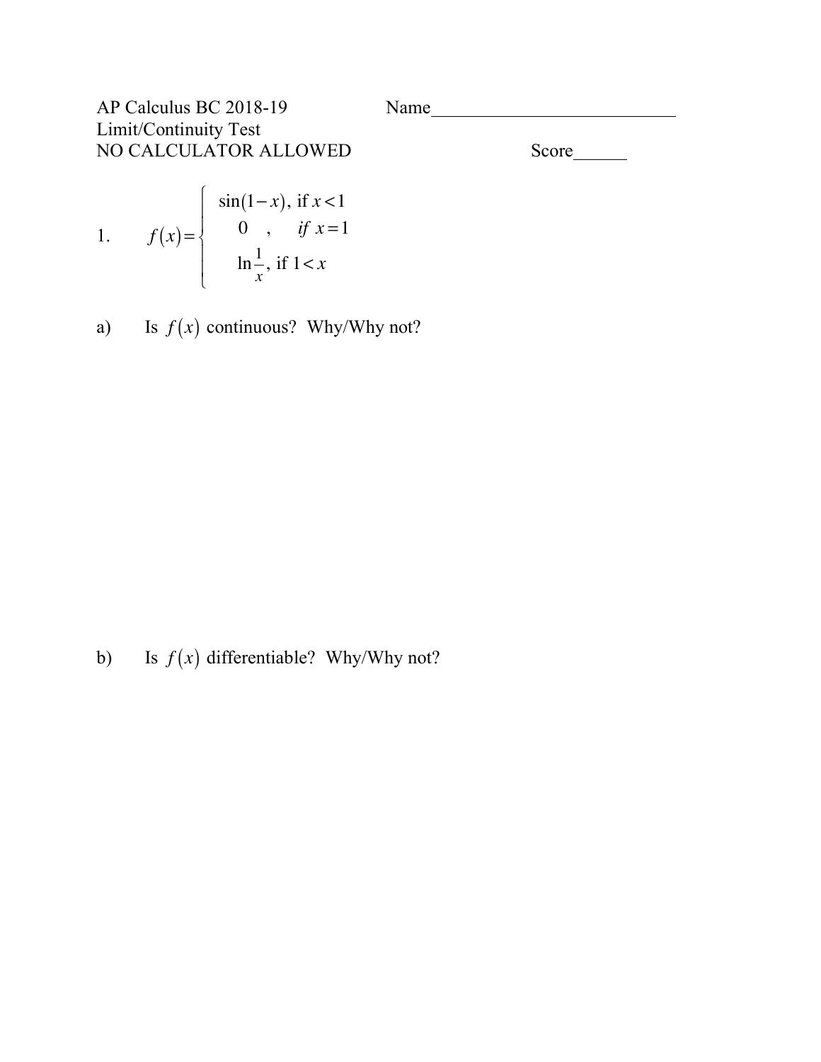AP Calculus BC 2018-19 Name___________________________

Limit/Continuity Test

NO CALCULATOR ALLOWED Score______

1. $$f(x)=\begin{cases} \sin(1-x), \text{ if } x<1 \\ 0 \quad , \quad if\ x=1 \\ \ln\frac{1}{x}, \text{ if } 1<x \end{cases}$$

a) Is $f(x)$ continuous? Why/Why not?

b) Is $f(x)$ differentiable? Why/Why not?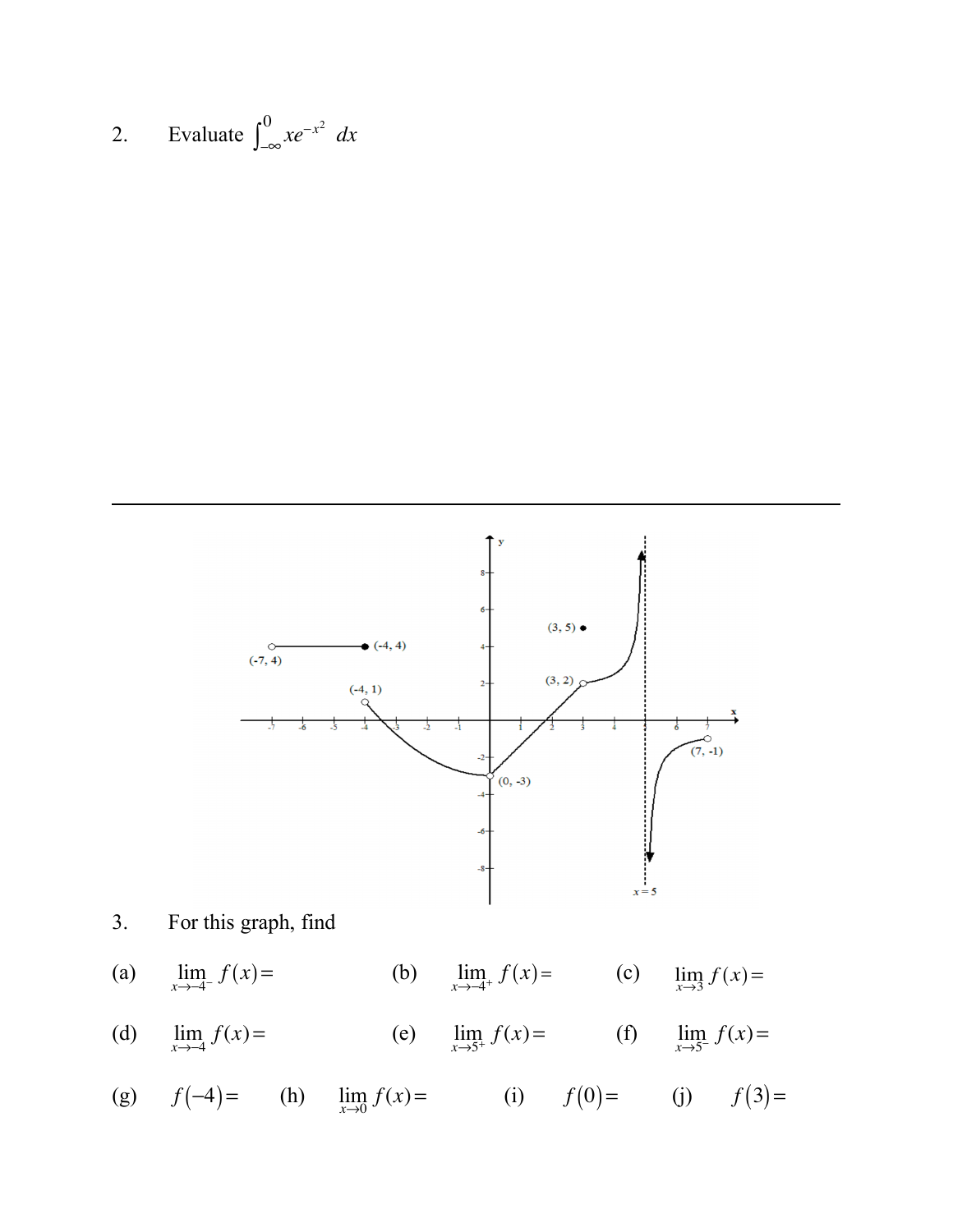2. Evaluate $\int_{-\infty}^{0} xe^{-x^2}\ dx$

---

3. For this graph, find

(a) $\lim_{x \to -4^-} f(x) =$

(b) $\lim_{x \to -4^+} f(x) =$

(c) $\lim_{x \to 3} f(x) =$

(d) $\lim_{x \to -4} f(x) =$

(e) $\lim_{x \to 5^+} f(x) =$

(f) $\lim_{x \to 5^-} f(x) =$

(g) $f(-4) =$

(h) $\lim_{x \to 0} f(x) =$

(i) $f(0) =$

(j) $f(3) =$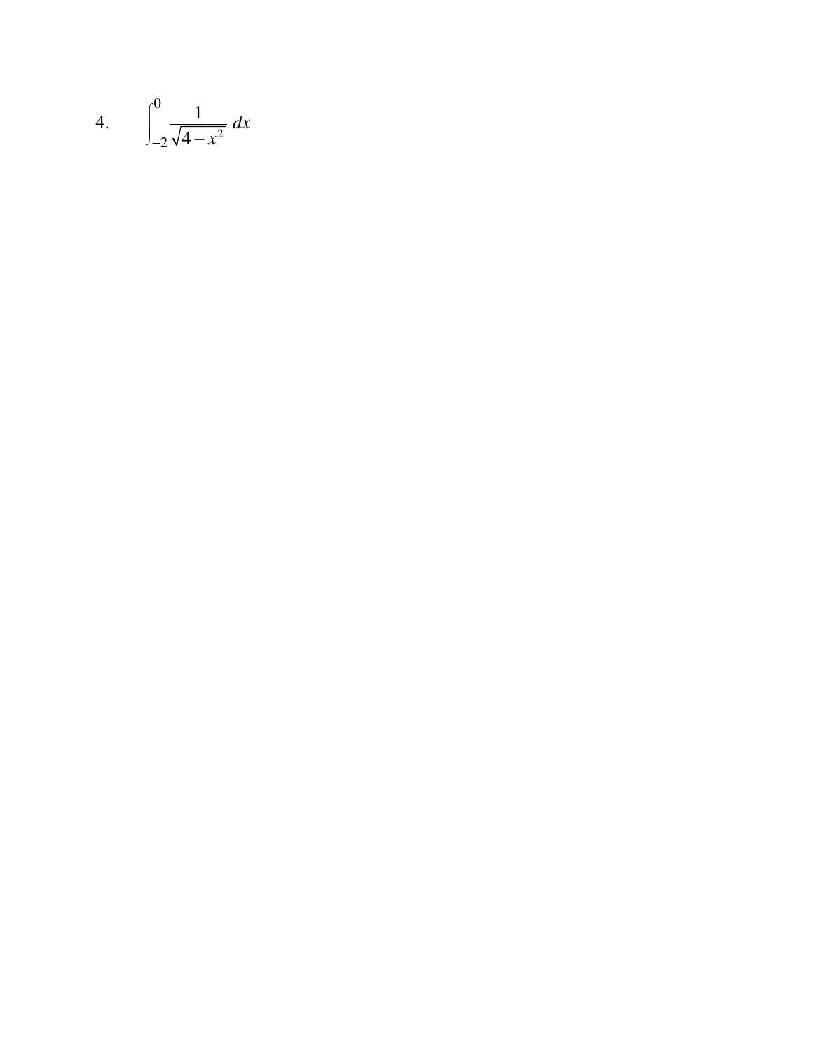4. $\displaystyle\int_{-2}^{0} \frac{1}{\sqrt{4-x^2}}\, dx$